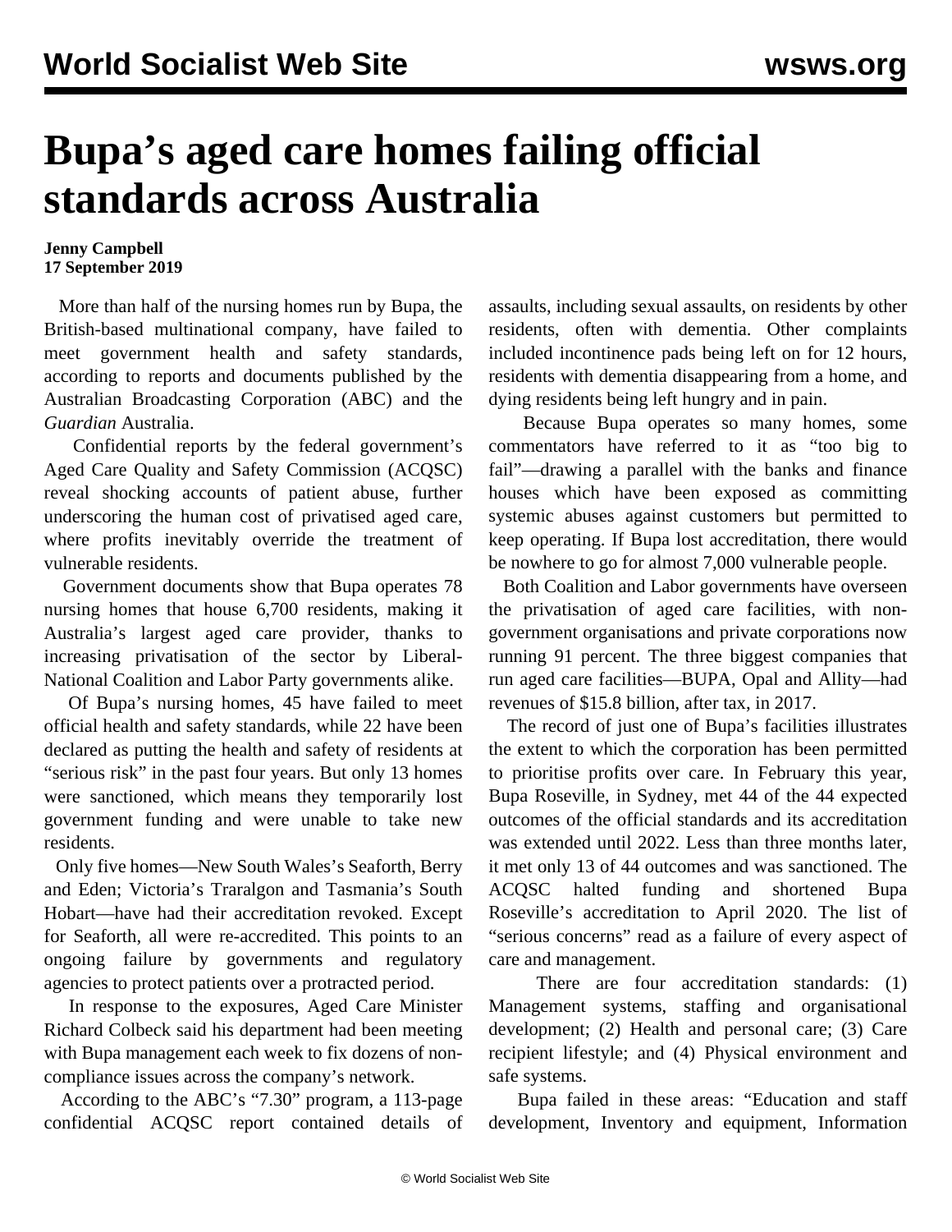# Bupa's aged care homes failing official standards across Australia

**Jenny Campbell**
**17 September 2019**

More than half of the nursing homes run by Bupa, the British-based multinational company, have failed to meet government health and safety standards, according to reports and documents published by the Australian Broadcasting Corporation (ABC) and the *Guardian* Australia.

Confidential reports by the federal government's Aged Care Quality and Safety Commission (ACQSC) reveal shocking accounts of patient abuse, further underscoring the human cost of privatised aged care, where profits inevitably override the treatment of vulnerable residents.

Government documents show that Bupa operates 78 nursing homes that house 6,700 residents, making it Australia's largest aged care provider, thanks to increasing privatisation of the sector by Liberal-National Coalition and Labor Party governments alike.

Of Bupa's nursing homes, 45 have failed to meet official health and safety standards, while 22 have been declared as putting the health and safety of residents at "serious risk" in the past four years. But only 13 homes were sanctioned, which means they temporarily lost government funding and were unable to take new residents.

Only five homes—New South Wales's Seaforth, Berry and Eden; Victoria's Traralgon and Tasmania's South Hobart—have had their accreditation revoked. Except for Seaforth, all were re-accredited. This points to an ongoing failure by governments and regulatory agencies to protect patients over a protracted period.

In response to the exposures, Aged Care Minister Richard Colbeck said his department had been meeting with Bupa management each week to fix dozens of non-compliance issues across the company's network.

According to the ABC's "7.30" program, a 113-page confidential ACQSC report contained details of assaults, including sexual assaults, on residents by other residents, often with dementia. Other complaints included incontinence pads being left on for 12 hours, residents with dementia disappearing from a home, and dying residents being left hungry and in pain.

Because Bupa operates so many homes, some commentators have referred to it as "too big to fail"—drawing a parallel with the banks and finance houses which have been exposed as committing systemic abuses against customers but permitted to keep operating. If Bupa lost accreditation, there would be nowhere to go for almost 7,000 vulnerable people.

Both Coalition and Labor governments have overseen the privatisation of aged care facilities, with non-government organisations and private corporations now running 91 percent. The three biggest companies that run aged care facilities—BUPA, Opal and Allity—had revenues of $15.8 billion, after tax, in 2017.

The record of just one of Bupa's facilities illustrates the extent to which the corporation has been permitted to prioritise profits over care. In February this year, Bupa Roseville, in Sydney, met 44 of the 44 expected outcomes of the official standards and its accreditation was extended until 2022. Less than three months later, it met only 13 of 44 outcomes and was sanctioned. The ACQSC halted funding and shortened Bupa Roseville's accreditation to April 2020. The list of "serious concerns" read as a failure of every aspect of care and management.

There are four accreditation standards: (1) Management systems, staffing and organisational development; (2) Health and personal care; (3) Care recipient lifestyle; and (4) Physical environment and safe systems.

Bupa failed in these areas: "Education and staff development, Inventory and equipment, Information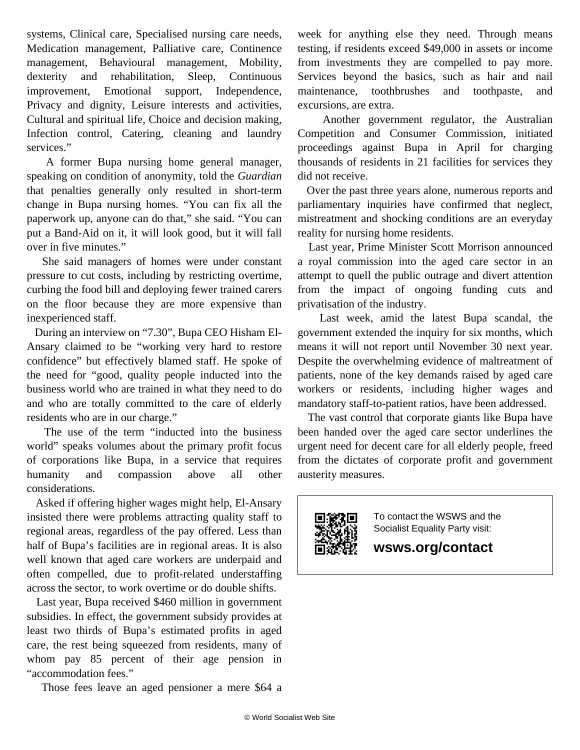systems, Clinical care, Specialised nursing care needs, Medication management, Palliative care, Continence management, Behavioural management, Mobility, dexterity and rehabilitation, Sleep, Continuous improvement, Emotional support, Independence, Privacy and dignity, Leisure interests and activities, Cultural and spiritual life, Choice and decision making, Infection control, Catering, cleaning and laundry services."

A former Bupa nursing home general manager, speaking on condition of anonymity, told the *Guardian* that penalties generally only resulted in short-term change in Bupa nursing homes. "You can fix all the paperwork up, anyone can do that," she said. "You can put a Band-Aid on it, it will look good, but it will fall over in five minutes."

She said managers of homes were under constant pressure to cut costs, including by restricting overtime, curbing the food bill and deploying fewer trained carers on the floor because they are more expensive than inexperienced staff.

During an interview on "7.30", Bupa CEO Hisham El-Ansary claimed to be "working very hard to restore confidence" but effectively blamed staff. He spoke of the need for "good, quality people inducted into the business world who are trained in what they need to do and who are totally committed to the care of elderly residents who are in our charge."

The use of the term "inducted into the business world" speaks volumes about the primary profit focus of corporations like Bupa, in a service that requires humanity and compassion above all other considerations.

Asked if offering higher wages might help, El-Ansary insisted there were problems attracting quality staff to regional areas, regardless of the pay offered. Less than half of Bupa's facilities are in regional areas. It is also well known that aged care workers are underpaid and often compelled, due to profit-related understaffing across the sector, to work overtime or do double shifts.

Last year, Bupa received $460 million in government subsidies. In effect, the government subsidy provides at least two thirds of Bupa's estimated profits in aged care, the rest being squeezed from residents, many of whom pay 85 percent of their age pension in "accommodation fees."

Those fees leave an aged pensioner a mere $64 a week for anything else they need. Through means testing, if residents exceed $49,000 in assets or income from investments they are compelled to pay more. Services beyond the basics, such as hair and nail maintenance, toothbrushes and toothpaste, and excursions, are extra.

Another government regulator, the Australian Competition and Consumer Commission, initiated proceedings against Bupa in April for charging thousands of residents in 21 facilities for services they did not receive.

Over the past three years alone, numerous reports and parliamentary inquiries have confirmed that neglect, mistreatment and shocking conditions are an everyday reality for nursing home residents.

Last year, Prime Minister Scott Morrison announced a royal commission into the aged care sector in an attempt to quell the public outrage and divert attention from the impact of ongoing funding cuts and privatisation of the industry.

Last week, amid the latest Bupa scandal, the government extended the inquiry for six months, which means it will not report until November 30 next year. Despite the overwhelming evidence of maltreatment of patients, none of the key demands raised by aged care workers or residents, including higher wages and mandatory staff-to-patient ratios, have been addressed.

The vast control that corporate giants like Bupa have been handed over the aged care sector underlines the urgent need for decent care for all elderly people, freed from the dictates of corporate profit and government austerity measures.

To contact the WSWS and the Socialist Equality Party visit:

**wsws.org/contact**